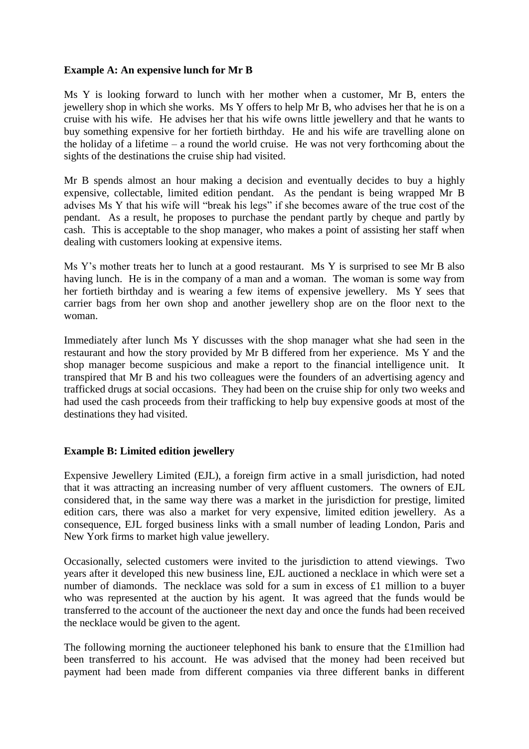**Example A: An expensive lunch for Mr B**

Ms Y is looking forward to lunch with her mother when a customer, Mr B, enters the jewellery shop in which she works. Ms Y offers to help Mr B, who advises her that he is on a cruise with his wife. He advises her that his wife owns little jewellery and that he wants to buy something expensive for her fortieth birthday. He and his wife are travelling alone on the holiday of a lifetime – a round the world cruise. He was not very forthcoming about the sights of the destinations the cruise ship had visited.

Mr B spends almost an hour making a decision and eventually decides to buy a highly expensive, collectable, limited edition pendant. As the pendant is being wrapped Mr B advises Ms Y that his wife will "break his legs" if she becomes aware of the true cost of the pendant. As a result, he proposes to purchase the pendant partly by cheque and partly by cash. This is acceptable to the shop manager, who makes a point of assisting her staff when dealing with customers looking at expensive items.

Ms Y's mother treats her to lunch at a good restaurant. Ms Y is surprised to see Mr B also having lunch. He is in the company of a man and a woman. The woman is some way from her fortieth birthday and is wearing a few items of expensive jewellery. Ms Y sees that carrier bags from her own shop and another jewellery shop are on the floor next to the woman.

Immediately after lunch Ms Y discusses with the shop manager what she had seen in the restaurant and how the story provided by Mr B differed from her experience. Ms Y and the shop manager become suspicious and make a report to the financial intelligence unit. It transpired that Mr B and his two colleagues were the founders of an advertising agency and trafficked drugs at social occasions. They had been on the cruise ship for only two weeks and had used the cash proceeds from their trafficking to help buy expensive goods at most of the destinations they had visited.

**Example B: Limited edition jewellery**

Expensive Jewellery Limited (EJL), a foreign firm active in a small jurisdiction, had noted that it was attracting an increasing number of very affluent customers. The owners of EJL considered that, in the same way there was a market in the jurisdiction for prestige, limited edition cars, there was also a market for very expensive, limited edition jewellery. As a consequence, EJL forged business links with a small number of leading London, Paris and New York firms to market high value jewellery.

Occasionally, selected customers were invited to the jurisdiction to attend viewings. Two years after it developed this new business line, EJL auctioned a necklace in which were set a number of diamonds. The necklace was sold for a sum in excess of £1 million to a buyer who was represented at the auction by his agent. It was agreed that the funds would be transferred to the account of the auctioneer the next day and once the funds had been received the necklace would be given to the agent.

The following morning the auctioneer telephoned his bank to ensure that the £1million had been transferred to his account. He was advised that the money had been received but payment had been made from different companies via three different banks in different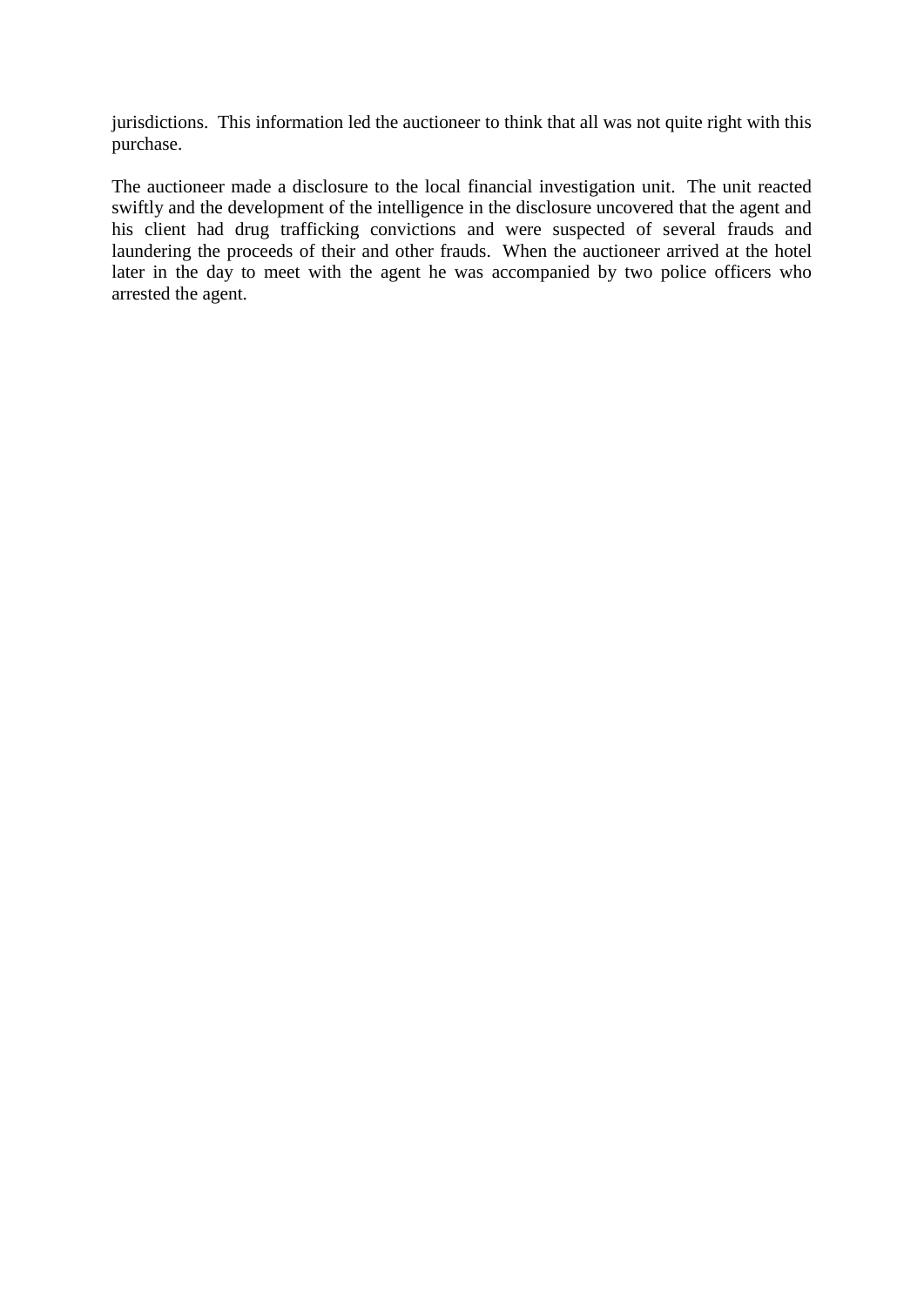jurisdictions. This information led the auctioneer to think that all was not quite right with this purchase.

The auctioneer made a disclosure to the local financial investigation unit. The unit reacted swiftly and the development of the intelligence in the disclosure uncovered that the agent and his client had drug trafficking convictions and were suspected of several frauds and laundering the proceeds of their and other frauds. When the auctioneer arrived at the hotel later in the day to meet with the agent he was accompanied by two police officers who arrested the agent.